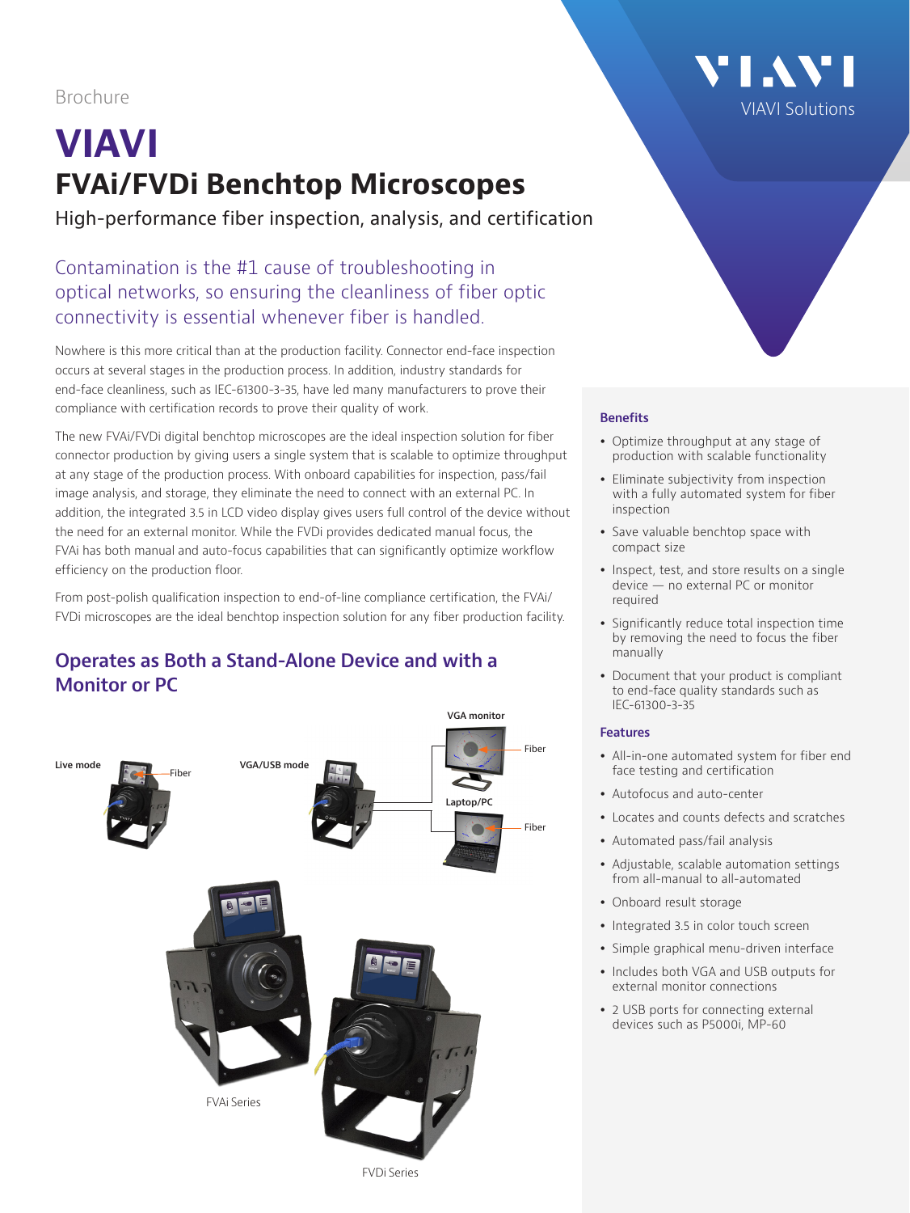Brochure

# VIAVI

## FVAi/FVDi Benchtop Microscopes

High-performance fiber inspection, analysis, and certification

Contamination is the #1 cause of troubleshooting in optical networks, so ensuring the cleanliness of fiber optic connectivity is essential whenever fiber is handled.

Nowhere is this more critical than at the production facility. Connector end-face inspection occurs at several stages in the production process. In addition, industry standards for end-face cleanliness, such as IEC-61300-3-35, have led many manufacturers to prove their compliance with certification records to prove their quality of work.

The new FVAi/FVDi digital benchtop microscopes are the ideal inspection solution for fiber connector production by giving users a single system that is scalable to optimize throughput at any stage of the production process. With onboard capabilities for inspection, pass/fail image analysis, and storage, they eliminate the need to connect with an external PC. In addition, the integrated 3.5 in LCD video display gives users full control of the device without the need for an external monitor. While the FVDi provides dedicated manual focus, the FVAi has both manual and auto-focus capabilities that can significantly optimize workflow efficiency on the production floor.

From post-polish qualification inspection to end-of-line compliance certification, the FVAi/FVDi microscopes are the ideal benchtop inspection solution for any fiber production facility.

### Operates as Both a Stand-Alone Device and with a Monitor or PC

Live mode — Fiber

VGA/USB mode

VGA monitor — Fiber

Laptop/PC — Fiber

FVAi Series

FVDi Series

### Benefits

- Optimize throughput at any stage of production with scalable functionality
- Eliminate subjectivity from inspection with a fully automated system for fiber inspection
- Save valuable benchtop space with compact size
- Inspect, test, and store results on a single device — no external PC or monitor required
- Significantly reduce total inspection time by removing the need to focus the fiber manually
- Document that your product is compliant to end-face quality standards such as IEC-61300-3-35

### Features

- All-in-one automated system for fiber end face testing and certification
- Autofocus and auto-center
- Locates and counts defects and scratches
- Automated pass/fail analysis
- Adjustable, scalable automation settings from all-manual to all-automated
- Onboard result storage
- Integrated 3.5 in color touch screen
- Simple graphical menu-driven interface
- Includes both VGA and USB outputs for external monitor connections
- 2 USB ports for connecting external devices such as P5000i, MP-60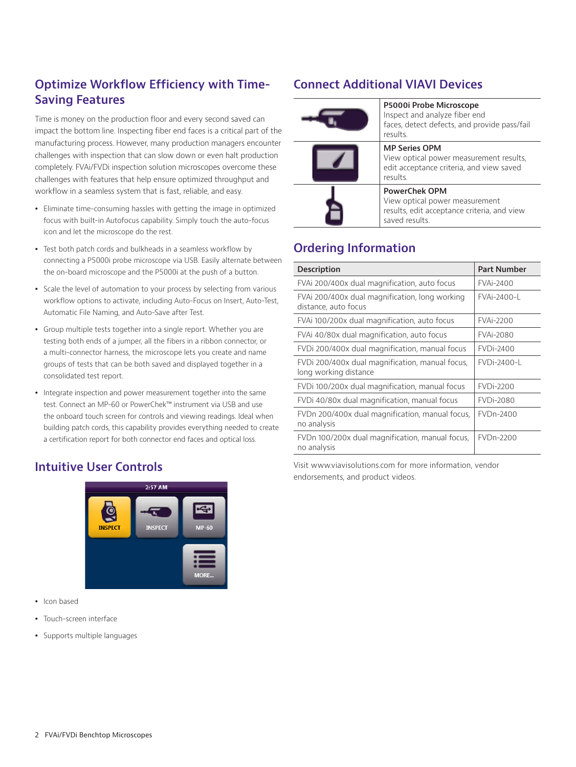## Optimize Workflow Efficiency with Time-Saving Features

Time is money on the production floor and every second saved can impact the bottom line. Inspecting fiber end faces is a critical part of the manufacturing process. However, many production managers encounter challenges with inspection that can slow down or even halt production completely. FVAi/FVDi inspection solution microscopes overcome these challenges with features that help ensure optimized throughput and workflow in a seamless system that is fast, reliable, and easy.

- Eliminate time-consuming hassles with getting the image in optimized focus with built-in Autofocus capability. Simply touch the auto-focus icon and let the microscope do the rest.
- Test both patch cords and bulkheads in a seamless workflow by connecting a P5000i probe microscope via USB. Easily alternate between the on-board microscope and the P5000i at the push of a button.
- Scale the level of automation to your process by selecting from various workflow options to activate, including Auto-Focus on Insert, Auto-Test, Automatic File Naming, and Auto-Save after Test.
- Group multiple tests together into a single report. Whether you are testing both ends of a jumper, all the fibers in a ribbon connector, or a multi-connector harness, the microscope lets you create and name groups of tests that can be both saved and displayed together in a consolidated test report.
- Integrate inspection and power measurement together into the same test. Connect an MP-60 or PowerChek™ instrument via USB and use the onboard touch screen for controls and viewing readings. Ideal when building patch cords, this capability provides everything needed to create a certification report for both connector end faces and optical loss.

## Intuitive User Controls

- Icon based
- Touch-screen interface
- Supports multiple languages

## Connect Additional VIAVI Devices

| | |
|---|---|
| | **P5000i Probe Microscope**<br>Inspect and analyze fiber end faces, detect defects, and provide pass/fail results. |
| | **MP Series OPM**<br>View optical power measurement results, edit acceptance criteria, and view saved results. |
| | **PowerChek OPM**<br>View optical power measurement results, edit acceptance criteria, and view saved results. |

## Ordering Information

| Description | Part Number |
|---|---|
| FVAi 200/400x dual magnification, auto focus | FVAi-2400 |
| FVAi 200/400x dual magnification, long working distance, auto focus | FVAi-2400-L |
| FVAi 100/200x dual magnification, auto focus | FVAi-2200 |
| FVAi 40/80x dual magnification, auto focus | FVAi-2080 |
| FVDi 200/400x dual magnification, manual focus | FVDi-2400 |
| FVDi 200/400x dual magnification, manual focus, long working distance | FVDi-2400-L |
| FVDi 100/200x dual magnification, manual focus | FVDi-2200 |
| FVDi 40/80x dual magnification, manual focus | FVDi-2080 |
| FVDn 200/400x dual magnification, manual focus, no analysis | FVDn-2400 |
| FVDn 100/200x dual magnification, manual focus, no analysis | FVDn-2200 |

Visit www.viavisolutions.com for more information, vendor endorsements, and product videos.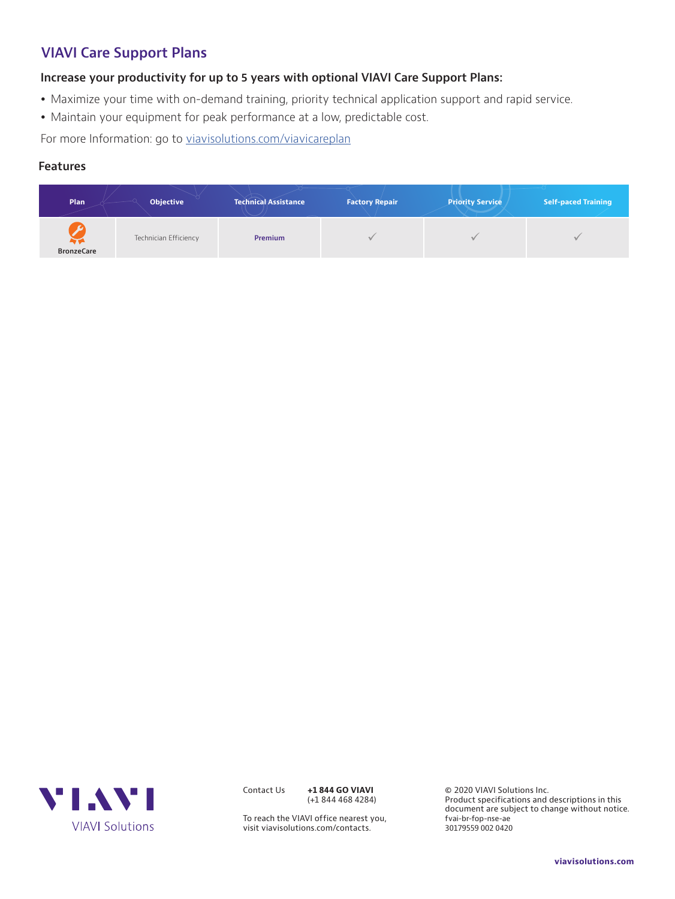## VIAVI Care Support Plans

**Increase your productivity for up to 5 years with optional VIAVI Care Support Plans:**

- Maximize your time with on-demand training, priority technical application support and rapid service.
- Maintain your equipment for peak performance at a low, predictable cost.

For more Information: go to viavisolutions.com/viavicareplan

### Features

| Plan | Objective | Technical Assistance | Factory Repair | Priority Service | Self-paced Training |
|---|---|---|---|---|---|
| BronzeCare | Technician Efficiency | Premium | ✓ | ✓ | ✓ |

VIAVI Solutions

Contact Us **+1 844 GO VIAVI**
(+1 844 468 4284)

To reach the VIAVI office nearest you, visit viavisolutions.com/contacts.

© 2020 VIAVI Solutions Inc.
Product specifications and descriptions in this document are subject to change without notice.
fvai-br-fop-nse-ae
30179559 002 0420

**viavisolutions.com**